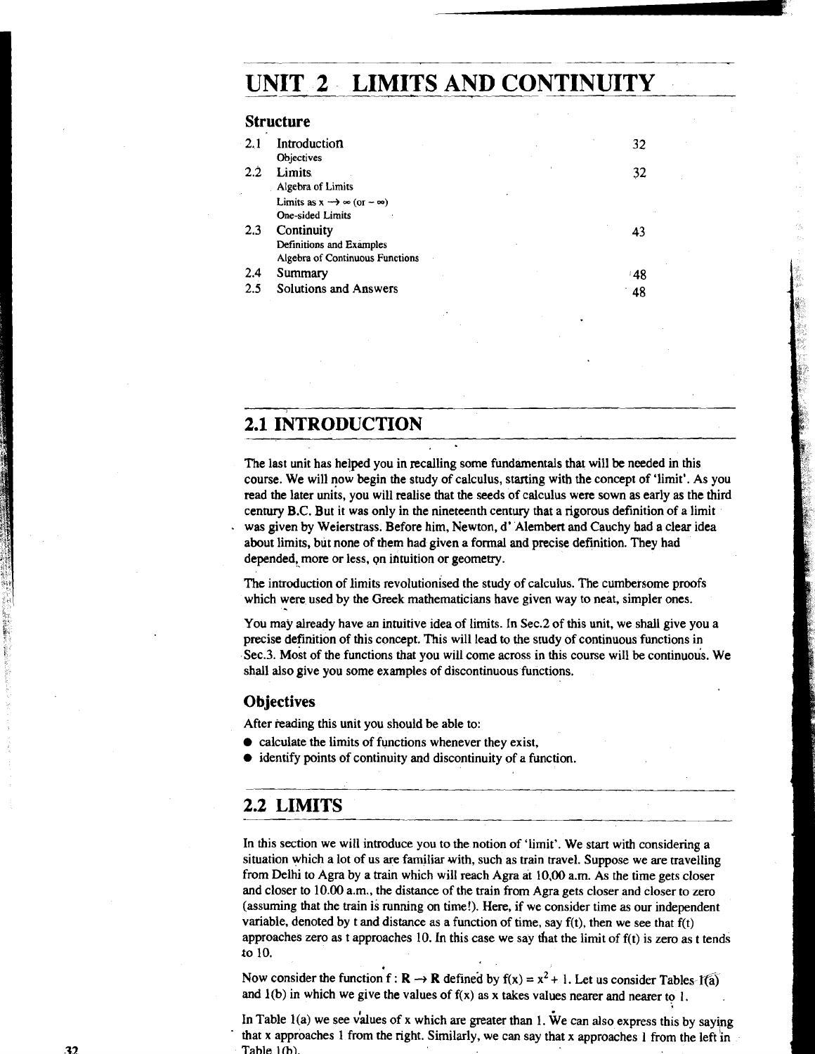# UNIT 2 LIMITS AND CONTINUITY

## Structure

| | | |
|---|---|---|
| 2.1 | Introduction<br>Objectives | 32 |
| 2.2 | Limits<br>Algebra of Limits<br>Limits as $x \to \infty$ (or $-\infty$)<br>One-sided Limits | 32 |
| 2.3 | Continuity<br>Definitions and Examples<br>Algebra of Continuous Functions | 43 |
| 2.4 | Summary | 48 |
| 2.5 | Solutions and Answers | 48 |

## 2.1 INTRODUCTION

The last unit has helped you in recalling some fundamentals that will be needed in this course. We will now begin the study of calculus, starting with the concept of 'limit'. As you read the later units, you will realise that the seeds of calculus were sown as early as the third century B.C. But it was only in the nineteenth century that a rigorous definition of a limit was given by Weierstrass. Before him, Newton, d' Alembert and Cauchy had a clear idea about limits, but none of them had given a formal and precise definition. They had depended, more or less, on intuition or geometry.

The introduction of limits revolutionised the study of calculus. The cumbersome proofs which were used by the Greek mathematicians have given way to neat, simpler ones.

You may already have an intuitive idea of limits. In Sec.2 of this unit, we shall give you a precise definition of this concept. This will lead to the study of continuous functions in Sec.3. Most of the functions that you will come across in this course will be continuous. We shall also give you some examples of discontinuous functions.

### Objectives

After reading this unit you should be able to:

- calculate the limits of functions whenever they exist,
- identify points of continuity and discontinuity of a function.

## 2.2 LIMITS

In this section we will introduce you to the notion of 'limit'. We start with considering a situation which a lot of us are familiar with, such as train travel. Suppose we are travelling from Delhi to Agra by a train which will reach Agra at 10.00 a.m. As the time gets closer and closer to 10.00 a.m., the distance of the train from Agra gets closer and closer to zero (assuming that the train is running on time!). Here, if we consider time as our independent variable, denoted by t and distance as a function of time, say f(t), then we see that f(t) approaches zero as t approaches 10. In this case we say that the limit of f(t) is zero as t tends to 10.

Now consider the function $f : \mathbf{R} \to \mathbf{R}$ defined by $f(x) = x^2 + 1$. Let us consider Tables 1(a) and 1(b) in which we give the values of f(x) as x takes values nearer and nearer to 1.

In Table 1(a) we see values of x which are greater than 1. We can also express this by saying that x approaches 1 from the right. Similarly, we can say that x approaches 1 from the left in Table 1(b).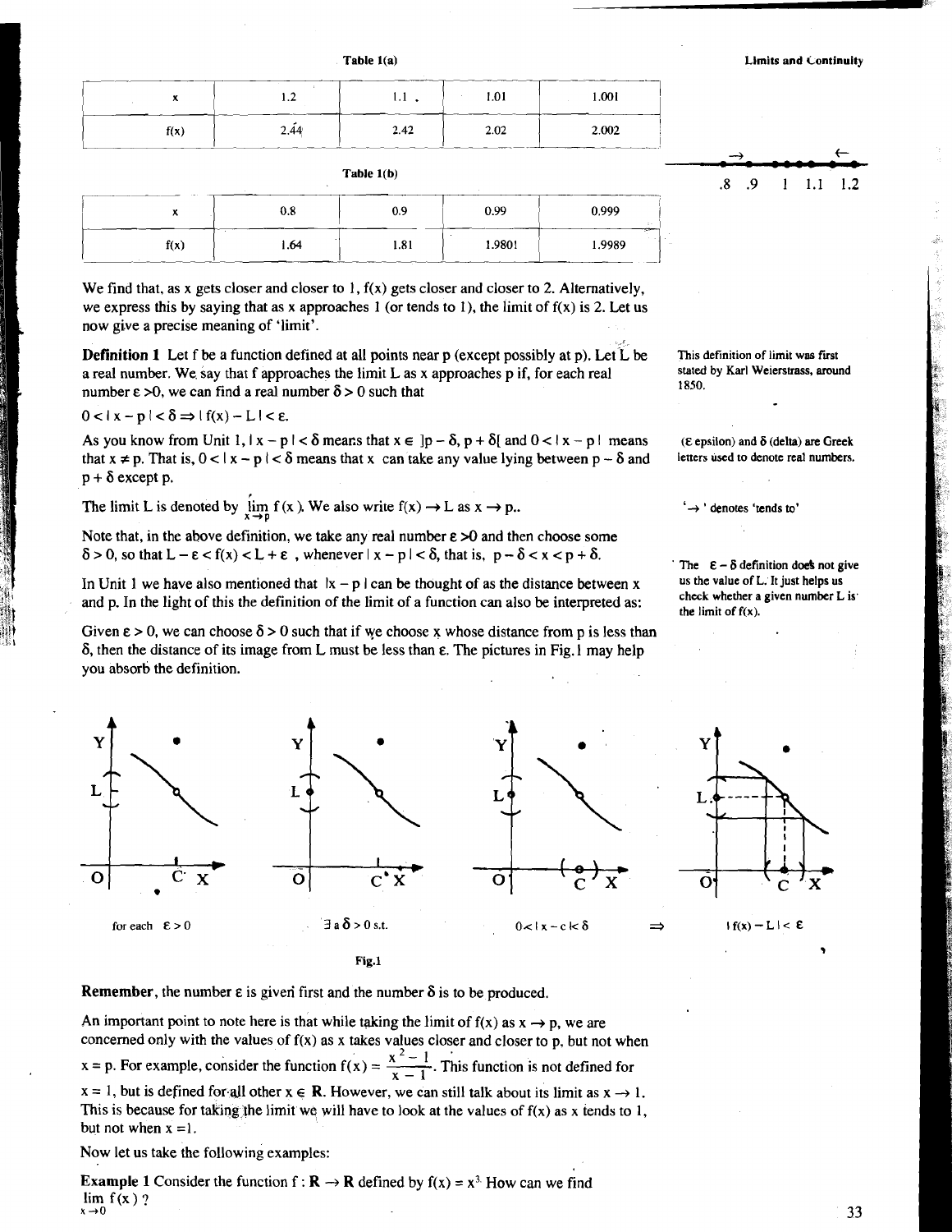Table 1(a)

| x | 1.2 | 1.1 | 1.01 | 1.001 |
|---|---|---|---|---|
| f(x) | 2.44 | 2.42 | 2.02 | 2.002 |

Table 1(b)

| x | 0.8 | 0.9 | 0.99 | 0.999 |
|---|---|---|---|---|
| f(x) | 1.64 | 1.81 | 1.9801 | 1.9989 |

.8 .9 1 1.1 1.2

We find that, as x gets closer and closer to 1, f(x) gets closer and closer to 2. Alternatively, we express this by saying that as x approaches 1 (or tends to 1), the limit of f(x) is 2. Let us now give a precise meaning of 'limit'.

**Definition 1** Let f be a function defined at all points near p (except possibly at p). Let L be a real number. We say that f approaches the limit L as x approaches p if, for each real number $\varepsilon > 0$, we can find a real number $\delta > 0$ such that

$0 < |x - p| < \delta \Rightarrow |f(x) - L| < \varepsilon.$

This definition of limit was first stated by Karl Weierstrass, around 1850.

As you know from Unit 1, $|x - p| < \delta$ means that $x \in ]p - \delta, p + \delta[$ and $0 < |x - p|$ means that $x \neq p$. That is, $0 < |x - p| < \delta$ means that x can take any value lying between $p - \delta$ and $p + \delta$ except p.

($\varepsilon$ epsilon) and $\delta$ (delta) are Greek letters used to denote real numbers.

The limit L is denoted by $\lim_{x \to p} f(x)$. We also write $f(x) \to L$ as $x \to p$..

'$\to$' denotes 'tends to'

Note that, in the above definition, we take any real number $\varepsilon > 0$ and then choose some $\delta > 0$, so that $L - \varepsilon < f(x) < L + \varepsilon$, whenever $|x - p| < \delta$, that is, $p - \delta < x < p + \delta$.

In Unit 1 we have also mentioned that $|x - p|$ can be thought of as the distance between x and p. In the light of this the definition of the limit of a function can also be interpreted as:

The $\varepsilon - \delta$ definition does not give us the value of L. It just helps us check whether a given number L is the limit of f(x).

Given $\varepsilon > 0$, we can choose $\delta > 0$ such that if we choose x whose distance from p is less than $\delta$, then the distance of its image from L must be less than $\varepsilon$. The pictures in Fig.1 may help you absorb the definition.

for each $\varepsilon > 0$ $\quad$ $\exists$ a $\delta > 0$ s.t. $\quad$ $0 < |x - c| < \delta$ $\quad \Rightarrow \quad$ $|f(x) - L| < \varepsilon$

Fig.1

**Remember**, the number $\varepsilon$ is given first and the number $\delta$ is to be produced.

An important point to note here is that while taking the limit of f(x) as $x \to p$, we are concerned only with the values of f(x) as x takes values closer and closer to p, but not when x = p. For example, consider the function $f(x) = \frac{x^2 - 1}{x - 1}$. This function is not defined for x = 1, but is defined for all other $x \in \mathbf{R}$. However, we can still talk about its limit as $x \to 1$. This is because for taking the limit we will have to look at the values of f(x) as x tends to 1, but not when x = 1.

Now let us take the following examples:

**Example 1** Consider the function $f : \mathbf{R} \to \mathbf{R}$ defined by $f(x) = x^3$. How can we find $\lim_{x \to 0} f(x)$?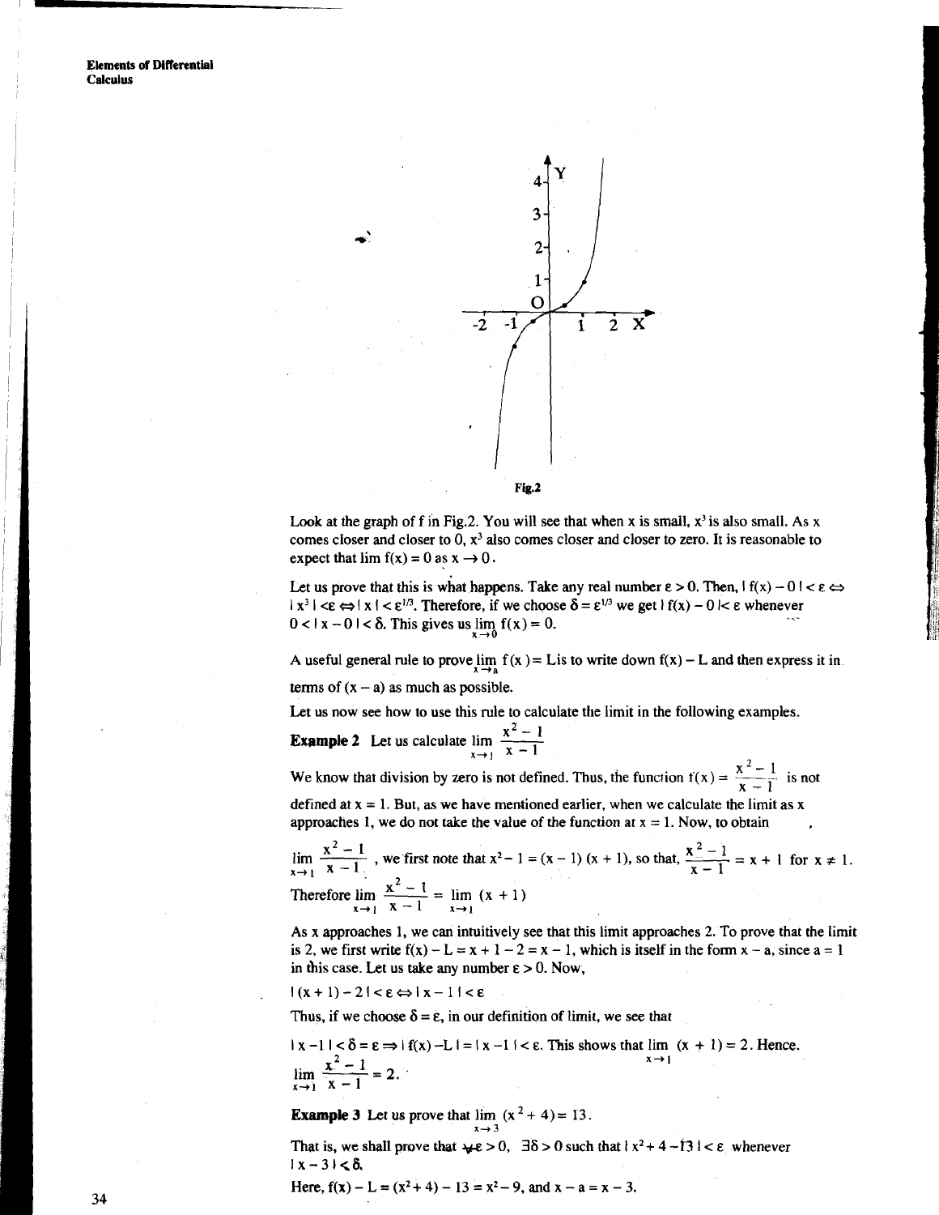Fig.2

Look at the graph of f in Fig.2. You will see that when x is small, $x^3$ is also small. As x comes closer and closer to 0, $x^3$ also comes closer and closer to zero. It is reasonable to expect that $\lim f(x) = 0$ as $x \to 0$.

Let us prove that this is what happens. Take any real number $\varepsilon > 0$. Then, $|f(x) - 0| < \varepsilon \Leftrightarrow |x^3| < \varepsilon \Leftrightarrow |x| < \varepsilon^{1/3}$. Therefore, if we choose $\delta = \varepsilon^{1/3}$ we get $|f(x) - 0| < \varepsilon$ whenever $0 < |x - 0| < \delta$. This gives us $\lim\limits_{x \to 0} f(x) = 0$.

A useful general rule to prove $\lim\limits_{x \to a} f(x) = L$ is to write down $f(x) - L$ and then express it in terms of $(x - a)$ as much as possible.

Let us now see how to use this rule to calculate the limit in the following examples.

**Example 2** Let us calculate $\lim\limits_{x \to 1} \dfrac{x^2 - 1}{x - 1}$

We know that division by zero is not defined. Thus, the function $f(x) = \dfrac{x^2 - 1}{x - 1}$ is not defined at $x = 1$. But, as we have mentioned earlier, when we calculate the limit as x approaches 1, we do not take the value of the function at $x = 1$. Now, to obtain

$\lim\limits_{x \to 1} \dfrac{x^2 - 1}{x - 1}$, we first note that $x^2 - 1 = (x - 1)(x + 1)$, so that, $\dfrac{x^2 - 1}{x - 1} = x + 1$ for $x \neq 1$.

Therefore $\lim\limits_{x \to 1} \dfrac{x^2 - 1}{x - 1} = \lim\limits_{x \to 1} (x + 1)$

As x approaches 1, we can intuitively see that this limit approaches 2. To prove that the limit is 2, we first write $f(x) - L = x + 1 - 2 = x - 1$, which is itself in the form $x - a$, since $a = 1$ in this case. Let us take any number $\varepsilon > 0$. Now,

$|(x + 1) - 2| < \varepsilon \Leftrightarrow |x - 1| < \varepsilon$

Thus, if we choose $\delta = \varepsilon$, in our definition of limit, we see that

$|x - 1| < \delta = \varepsilon \Rightarrow |f(x) - L| = |x - 1| < \varepsilon$. This shows that $\lim\limits_{x \to 1} (x + 1) = 2$. Hence.

$\lim\limits_{x \to 1} \dfrac{x^2 - 1}{x - 1} = 2.$

**Example 3** Let us prove that $\lim\limits_{x \to 3} (x^2 + 4) = 13$.

That is, we shall prove that $\forall \varepsilon > 0$, $\exists \delta > 0$ such that $|x^2 + 4 - 13| < \varepsilon$ whenever $|x - 3| < \delta$.

Here, $f(x) - L = (x^2 + 4) - 13 = x^2 - 9$, and $x - a = x - 3$.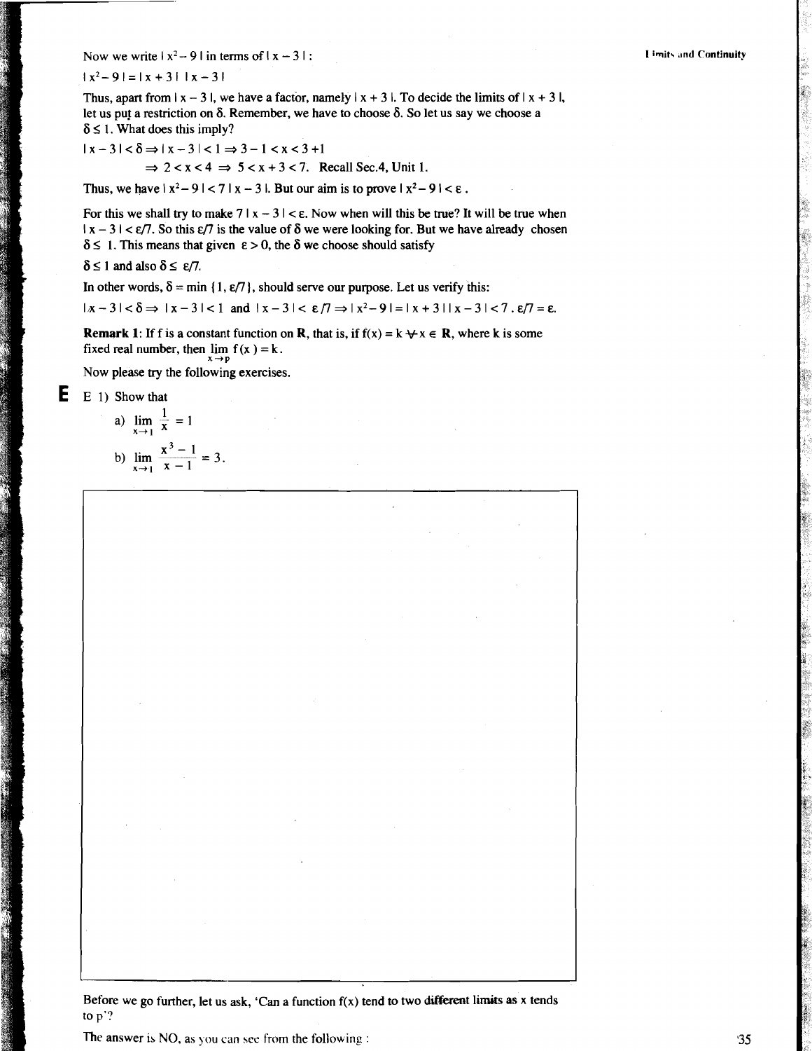Now we write $|x^2 - 9|$ in terms of $|x - 3|$:

$|x^2 - 9| = |x + 3|\ |x - 3|$

Thus, apart from $|x - 3|$, we have a factor, namely $|x + 3|$. To decide the limits of $|x + 3|$, let us put a restriction on $\delta$. Remember, we have to choose $\delta$. So let us say we choose a $\delta \leq 1$. What does this imply?

$|x - 3| < \delta \Rightarrow |x - 3| < 1 \Rightarrow 3 - 1 < x < 3 + 1$

$\Rightarrow 2 < x < 4 \Rightarrow 5 < x + 3 < 7.$ Recall Sec.4, Unit 1.

Thus, we have $|x^2 - 9| < 7\,|x - 3|$. But our aim is to prove $|x^2 - 9| < \varepsilon$.

For this we shall try to make $7\,|x - 3| < \varepsilon$. Now when will this be true? It will be true when $|x - 3| < \varepsilon/7$. So this $\varepsilon/7$ is the value of $\delta$ we were looking for. But we have already chosen $\delta \leq 1$. This means that given $\varepsilon > 0$, the $\delta$ we choose should satisfy

$\delta \leq 1$ and also $\delta \leq \varepsilon/7$.

In other words, $\delta = \min\{1, \varepsilon/7\}$, should serve our purpose. Let us verify this:

$|x - 3| < \delta \Rightarrow |x - 3| < 1$ and $|x - 3| < \varepsilon/7 \Rightarrow |x^2 - 9| = |x + 3|\,|x - 3| < 7 \cdot \varepsilon/7 = \varepsilon.$

**Remark 1**: If f is a constant function on **R**, that is, if $f(x) = k\ \forall\, x \in \mathbf{R}$, where k is some fixed real number, then $\lim_{x \to p} f(x) = k$.

Now please try the following exercises.

**E** E 1) Show that

a) $\lim_{x \to 1} \frac{1}{x} = 1$

b) $\lim_{x \to 1} \frac{x^3 - 1}{x - 1} = 3.$

Before we go further, let us ask, 'Can a function f(x) tend to two different limits as x tends to p'?

The answer is NO, as you can see from the following :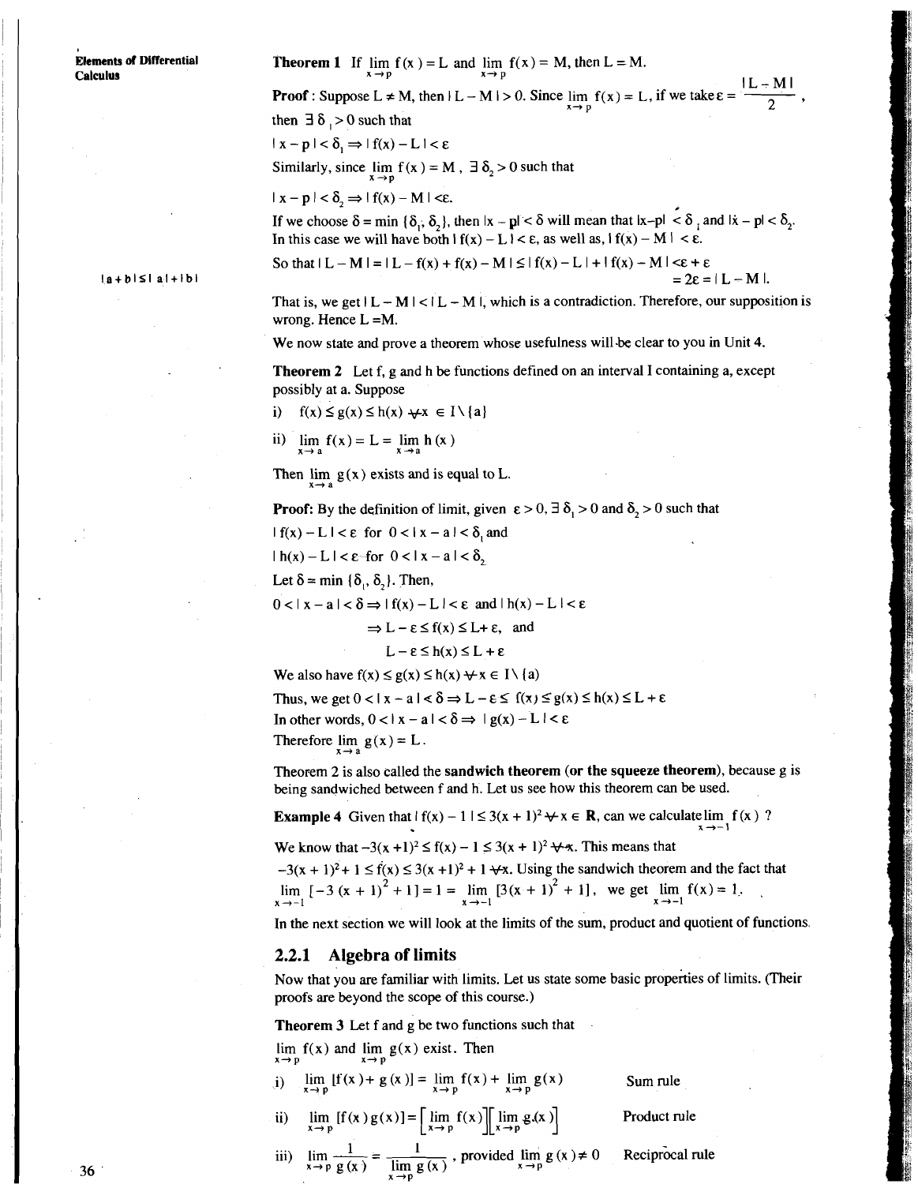**Theorem 1** If $\lim_{x \to p} f(x) = L$ and $\lim_{x \to p} f(x) = M$, then L = M.

**Proof** : Suppose $L \neq M$, then $|L - M| > 0$. Since $\lim_{x \to p} f(x) = L$, if we take $\varepsilon = \frac{|L - M|}{2}$, then $\exists\, \delta_1 > 0$ such that

$|x - p| < \delta_1 \Rightarrow |f(x) - L| < \varepsilon$

Similarly, since $\lim_{x \to p} f(x) = M$, $\exists\, \delta_2 > 0$ such that

$|x - p| < \delta_2 \Rightarrow |f(x) - M| < \varepsilon$.

If we choose $\delta = \min\{\delta_1, \delta_2\}$, then $|x - p| < \delta$ will mean that $|x - p| < \delta_1$ and $|x - p| < \delta_2$. In this case we will have both $|f(x) - L| < \varepsilon$, as well as, $|f(x) - M| < \varepsilon$.

So that $|L - M| = |L - f(x) + f(x) - M| \leq |f(x) - L| + |f(x) - M| < \varepsilon + \varepsilon$
$= 2\varepsilon = |L - M|$.

$|a + b| \leq |a| + |b|$

That is, we get $|L - M| < |L - M|$, which is a contradiction. Therefore, our supposition is wrong. Hence L = M.

We now state and prove a theorem whose usefulness will be clear to you in Unit 4.

**Theorem 2** Let f, g and h be functions defined on an interval I containing a, except possibly at a. Suppose

i) $f(x) \leq g(x) \leq h(x) \;\forall x \in I \setminus \{a\}$

ii) $\lim_{x \to a} f(x) = L = \lim_{x \to a} h(x)$

Then $\lim_{x \to a} g(x)$ exists and is equal to L.

**Proof:** By the definition of limit, given $\varepsilon > 0$, $\exists\, \delta_1 > 0$ and $\delta_2 > 0$ such that

$|f(x) - L| < \varepsilon$ for $0 < |x - a| < \delta_1$ and

$|h(x) - L| < \varepsilon$ for $0 < |x - a| < \delta_2$

Let $\delta = \min\{\delta_1, \delta_2\}$. Then,

$0 < |x - a| < \delta \Rightarrow |f(x) - L| < \varepsilon$ and $|h(x) - L| < \varepsilon$

$\Rightarrow L - \varepsilon \leq f(x) \leq L + \varepsilon$, and

$L - \varepsilon \leq h(x) \leq L + \varepsilon$

We also have $f(x) \leq g(x) \leq h(x) \;\forall x \in I \setminus \{a\}$

Thus, we get $0 < |x - a| < \delta \Rightarrow L - \varepsilon \leq f(x) \leq g(x) \leq h(x) \leq L + \varepsilon$

In other words, $0 < |x - a| < \delta \Rightarrow |g(x) - L| < \varepsilon$

Therefore $\lim_{x \to a} g(x) = L$.

Theorem 2 is also called the **sandwich theorem (or the squeeze theorem)**, because g is being sandwiched between f and h. Let us see how this theorem can be used.

**Example 4** Given that $|f(x) - 1| \leq 3(x + 1)^2 \;\forall x \in \mathbf{R}$, can we calculate $\lim_{x \to -1} f(x)$ ?

We know that $-3(x + 1)^2 \leq f(x) - 1 \leq 3(x + 1)^2 \;\forall x$. This means that

$-3(x + 1)^2 + 1 \leq f(x) \leq 3(x + 1)^2 + 1 \;\forall x$. Using the sandwich theorem and the fact that $\lim_{x \to -1} [-3(x + 1)^2 + 1] = 1 = \lim_{x \to -1} [3(x + 1)^2 + 1]$, we get $\lim_{x \to -1} f(x) = 1$.

In the next section we will look at the limits of the sum, product and quotient of functions.

## 2.2.1 Algebra of limits

Now that you are familiar with limits. Let us state some basic properties of limits. (Their proofs are beyond the scope of this course.)

**Theorem 3** Let f and g be two functions such that

$\lim_{x \to p} f(x)$ and $\lim_{x \to p} g(x)$ exist. Then

i) $\lim_{x \to p} [f(x) + g(x)] = \lim_{x \to p} f(x) + \lim_{x \to p} g(x)$ — Sum rule

ii) $\lim_{x \to p} [f(x)\, g(x)] = \left[\lim_{x \to p} f(x)\right]\left[\lim_{x \to p} g(x)\right]$ — Product rule

iii) $\lim_{x \to p} \frac{1}{g(x)} = \frac{1}{\lim_{x \to p} g(x)}$, provided $\lim_{x \to p} g(x) \neq 0$ — Reciprocal rule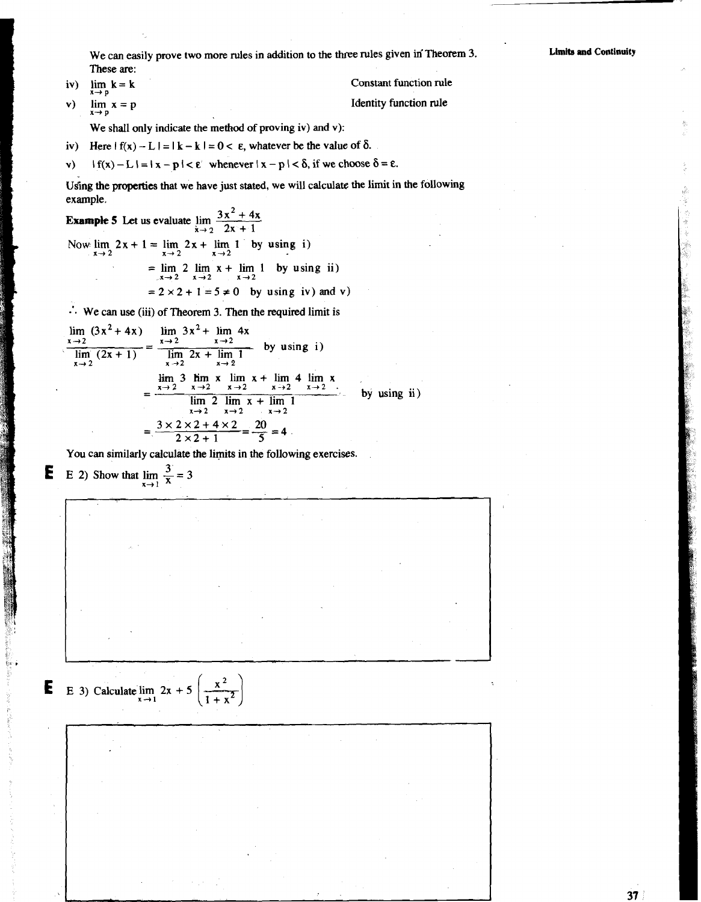We can easily prove two more rules in addition to the three rules given in Theorem 3. These are:

iv) $\lim_{x \to p} k = k$ Constant function rule

v) $\lim_{x \to p} x = p$ Identity function rule

We shall only indicate the method of proving iv) and v):

iv) Here $|f(x) - L| = |k - k| = 0 < \varepsilon$, whatever be the value of $\delta$.

v) $|f(x) - L| = |x - p| < \varepsilon$ whenever $|x - p| < \delta$, if we choose $\delta = \varepsilon$.

Using the properties that we have just stated, we will calculate the limit in the following example.

**Example 5** Let us evaluate $\lim_{x \to 2} \frac{3x^2 + 4x}{2x + 1}$

Now $\lim_{x \to 2} 2x + 1 = \lim_{x \to 2} 2x + \lim_{x \to 2} 1$ by using i)

$= \lim_{x \to 2} 2 \lim_{x \to 2} x + \lim_{x \to 2} 1$ by using ii)

$= 2 \times 2 + 1 = 5 \neq 0$ by using iv) and v)

$\therefore$ We can use (iii) of Theorem 3. Then the required limit is

$$\frac{\lim_{x \to 2} (3x^2 + 4x)}{\lim_{x \to 2} (2x + 1)} = \frac{\lim_{x \to 2} 3x^2 + \lim_{x \to 2} 4x}{\lim_{x \to 2} 2x + \lim_{x \to 2} 1} \quad \text{by using i)}$$

$$= \frac{\lim_{x \to 2} 3 \lim_{x \to 2} x \lim_{x \to 2} x + \lim_{x \to 2} 4 \lim_{x \to 2} x}{\lim_{x \to 2} 2 \lim_{x \to 2} x + \lim_{x \to 2} 1} \quad \text{by using ii)}$$

$$= \frac{3 \times 2 \times 2 + 4 \times 2}{2 \times 2 + 1} = \frac{20}{5} = 4.$$

You can similarly calculate the limits in the following exercises.

**E** E 2) Show that $\lim_{x \to 1} \frac{3}{x} = 3$

**E** E 3) Calculate $\lim_{x \to 1} 2x + 5 \left( \frac{x^2}{1 + x^2} \right)$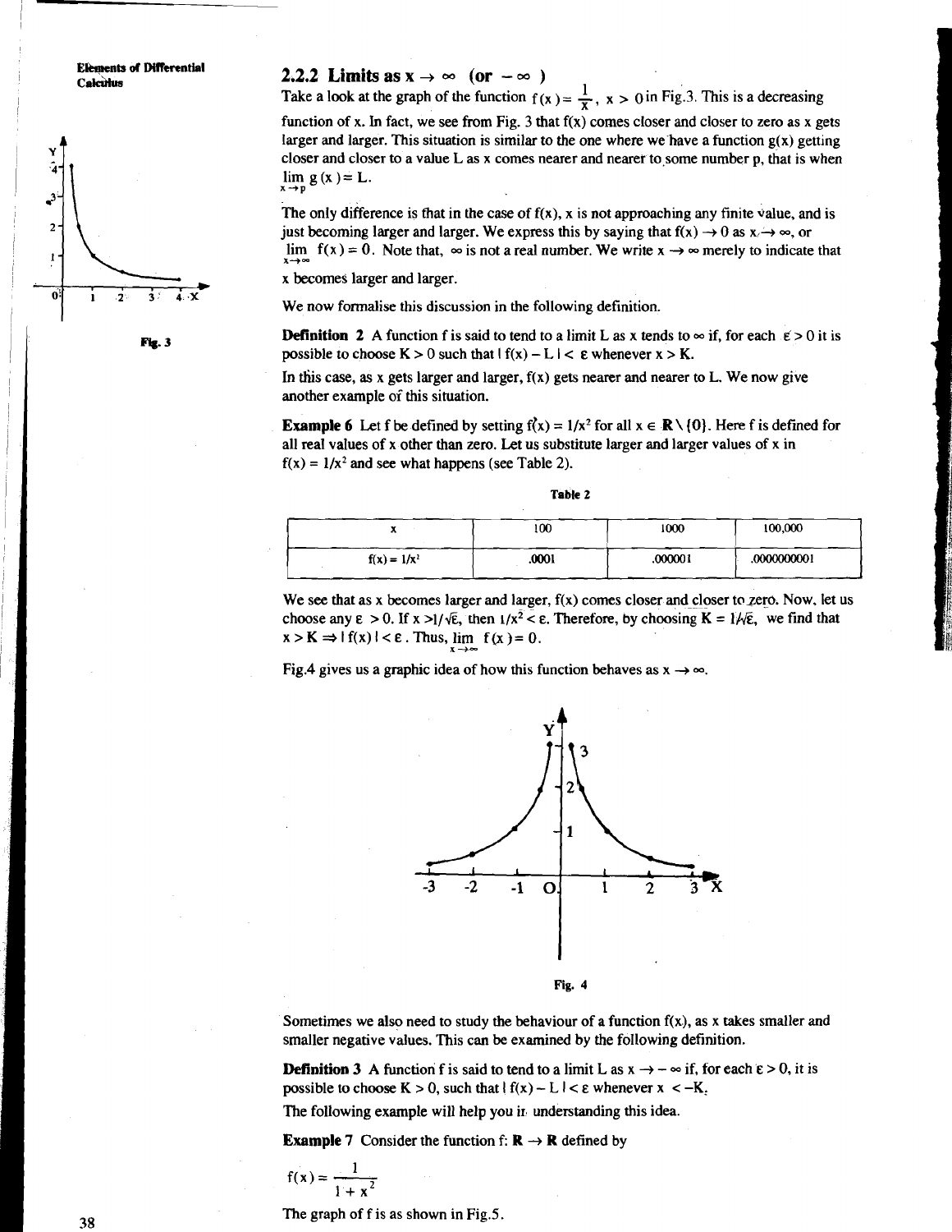### 2.2.2 Limits as $x \to \infty$ (or $-\infty$)

Take a look at the graph of the function $f(x) = \frac{1}{x}$, $x > 0$ in Fig.3. This is a decreasing function of x. In fact, we see from Fig. 3 that f(x) comes closer and closer to zero as x gets larger and larger. This situation is similar to the one where we have a function g(x) getting closer and closer to a value L as x comes nearer and nearer to some number p, that is when $\lim_{x \to p} g(x) = L$.

Fig. 3

The only difference is that in the case of f(x), x is not approaching any finite value, and is just becoming larger and larger. We express this by saying that $f(x) \to 0$ as $x \to \infty$, or $\lim_{x \to \infty} f(x) = 0$. Note that, $\infty$ is not a real number. We write $x \to \infty$ merely to indicate that x becomes larger and larger.

We now formalise this discussion in the following definition.

**Definition 2** A function f is said to tend to a limit L as x tends to $\infty$ if, for each $\varepsilon > 0$ it is possible to choose $K > 0$ such that $|f(x) - L| < \varepsilon$ whenever $x > K$.

In this case, as x gets larger and larger, f(x) gets nearer and nearer to L. We now give another example of this situation.

**Example 6** Let f be defined by setting $f(x) = 1/x^2$ for all $x \in \mathbf{R} \setminus \{0\}$. Here f is defined for all real values of x other than zero. Let us substitute larger and larger values of x in $f(x) = 1/x^2$ and see what happens (see Table 2).

**Table 2**

| x | 100 | 1000 | 100,000 |
|---|---|---|---|
| $f(x) = 1/x^2$ | .0001 | .000001 | .0000000001 |

We see that as x becomes larger and larger, f(x) comes closer and closer to zero. Now, let us choose any $\varepsilon > 0$. If $x > 1/\sqrt{\varepsilon}$, then $1/x^2 < \varepsilon$. Therefore, by choosing $K = 1/\sqrt{\varepsilon}$, we find that $x > K \Rightarrow |f(x)| < \varepsilon$. Thus, $\lim_{x \to \infty} f(x) = 0$.

Fig.4 gives us a graphic idea of how this function behaves as $x \to \infty$.

Fig. 4

Sometimes we also need to study the behaviour of a function f(x), as x takes smaller and smaller negative values. This can be examined by the following definition.

**Definition 3** A function f is said to tend to a limit L as $x \to -\infty$ if, for each $\varepsilon > 0$, it is possible to choose $K > 0$, such that $|f(x) - L| < \varepsilon$ whenever $x < -K$.

The following example will help you in understanding this idea.

**Example 7** Consider the function $f: \mathbf{R} \to \mathbf{R}$ defined by

$$f(x) = \frac{1}{1 + x^2}$$

The graph of f is as shown in Fig.5.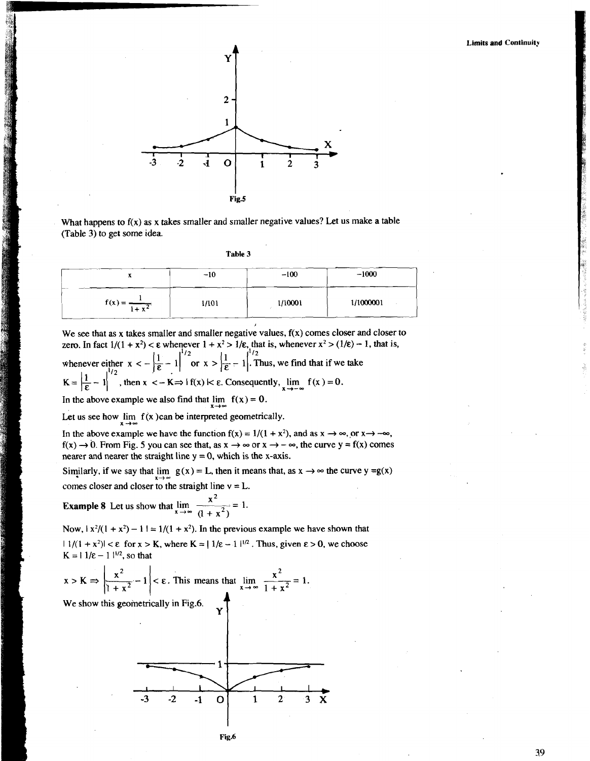Fig.5

What happens to f(x) as x takes smaller and smaller negative values? Let us make a table (Table 3) to get some idea.

Table 3

| x | −10 | −100 | −1000 |
|---|---|---|---|
| $f(x) = \frac{1}{1+x^2}$ | 1/101 | 1/10001 | 1/1000001 |

We see that as x takes smaller and smaller negative values, f(x) comes closer and closer to zero. In fact $1/(1 + x^2) < \varepsilon$ whenever $1 + x^2 > 1/\varepsilon$, that is, whenever $x^2 > (1/\varepsilon) - 1$, that is, whenever either $x < -\left|\frac{1}{\varepsilon} - 1\right|^{1/2}$ or $x > \left|\frac{1}{\varepsilon} - 1\right|^{1/2}$. Thus, we find that if we take $K = \left|\frac{1}{\varepsilon} - 1\right|^{1/2}$, then $x < -K \Rightarrow |f(x)| < \varepsilon$. Consequently, $\lim\limits_{x \to -\infty} f(x) = 0$.

In the above example we also find that $\lim\limits_{x \to \infty} f(x) = 0$.

Let us see how $\lim\limits_{x \to \infty} f(x)$ can be interpreted geometrically.

In the above example we have the function $f(x) = 1/(1 + x^2)$, and as $x \to \infty$, or $x \to -\infty$, $f(x) \to 0$. From Fig. 5 you can see that, as $x \to \infty$ or $x \to -\infty$, the curve $y = f(x)$ comes nearer and nearer the straight line $y = 0$, which is the x-axis.

Similarly, if we say that $\lim\limits_{x \to \infty} g(x) = L$, then it means that, as $x \to \infty$ the curve $y = g(x)$ comes closer and closer to the straight line $y = L$.

**Example 8** Let us show that $\lim\limits_{x \to \infty} \frac{x^2}{(1 + x^2)} = 1$.

Now, $|x^2/(1 + x^2) - 1| = 1/(1 + x^2)$. In the previous example we have shown that $|1/(1 + x^2)| < \varepsilon$ for $x > K$, where $K = |1/\varepsilon - 1|^{1/2}$. Thus, given $\varepsilon > 0$, we choose $K = |1/\varepsilon - 1|^{1/2}$, so that

$x > K \Rightarrow \left|\frac{x^2}{1 + x^2} - 1\right| < \varepsilon$. This means that $\lim\limits_{x \to \infty} \frac{x^2}{1 + x^2} = 1$.

We show this geometrically in Fig.6.

Fig.6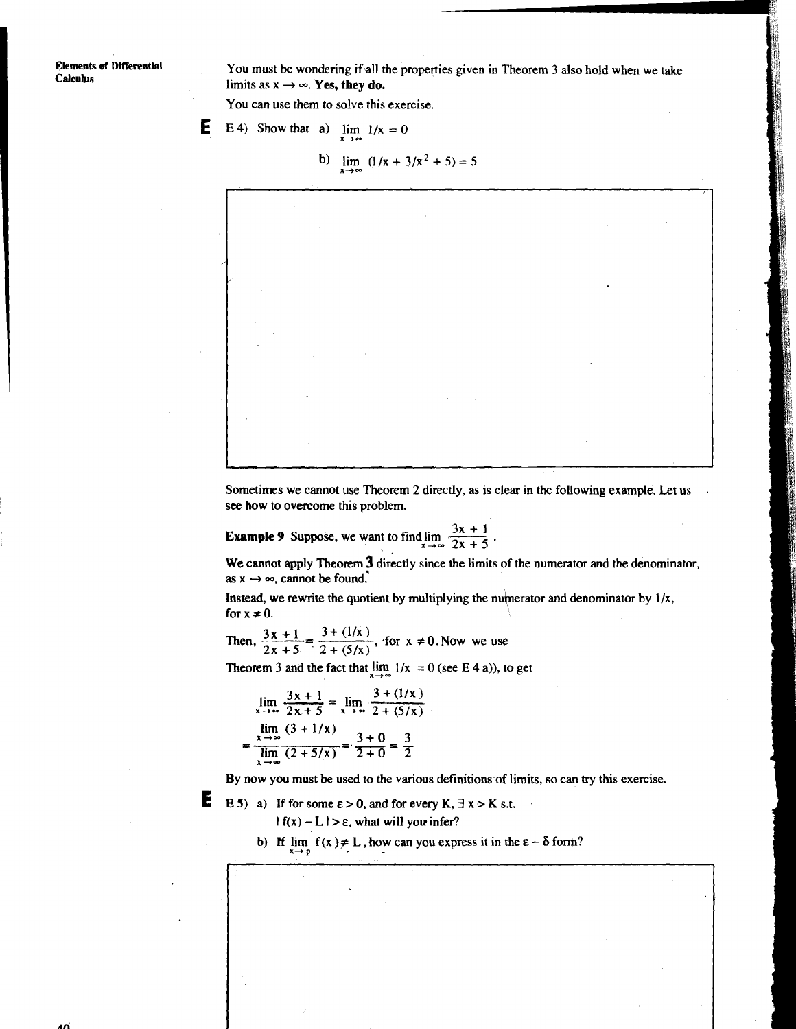You must be wondering if all the properties given in Theorem 3 also hold when we take limits as $x \to \infty$. **Yes, they do.**

You can use them to solve this exercise.

E 4) Show that a) $\lim_{x \to \infty} 1/x = 0$

b) $\lim_{x \to \infty} (1/x + 3/x^2 + 5) = 5$

Sometimes we cannot use Theorem 2 directly, as is clear in the following example. Let us see how to overcome this problem.

**Example 9** Suppose, we want to find $\lim_{x \to \infty} \frac{3x + 1}{2x + 5}$.

We cannot apply Theorem 3 directly since the limits of the numerator and the denominator, as $x \to \infty$, cannot be found.

Instead, we rewrite the quotient by multiplying the numerator and denominator by $1/x$, for $x \neq 0$.

Then, $\frac{3x + 1}{2x + 5} = \frac{3 + (1/x)}{2 + (5/x)}$, for $x \neq 0$. Now we use

Theorem 3 and the fact that $\lim_{x \to \infty} 1/x = 0$ (see E 4 a)), to get

$$\lim_{x \to \infty} \frac{3x + 1}{2x + 5} = \lim_{x \to \infty} \frac{3 + (1/x)}{2 + (5/x)}$$

$$= \frac{\lim_{x \to \infty} (3 + 1/x)}{\lim_{x \to \infty} (2 + 5/x)} = \frac{3 + 0}{2 + 0} = \frac{3}{2}$$

By now you must be used to the various definitions of limits, so can try this exercise.

E 5) a) If for some $\varepsilon > 0$, and for every $K$, $\exists\, x > K$ s.t. $| f(x) - L | > \varepsilon$, what will you infer?

b) If $\lim_{x \to p} f(x) \neq L$, how can you express it in the $\varepsilon - \delta$ form?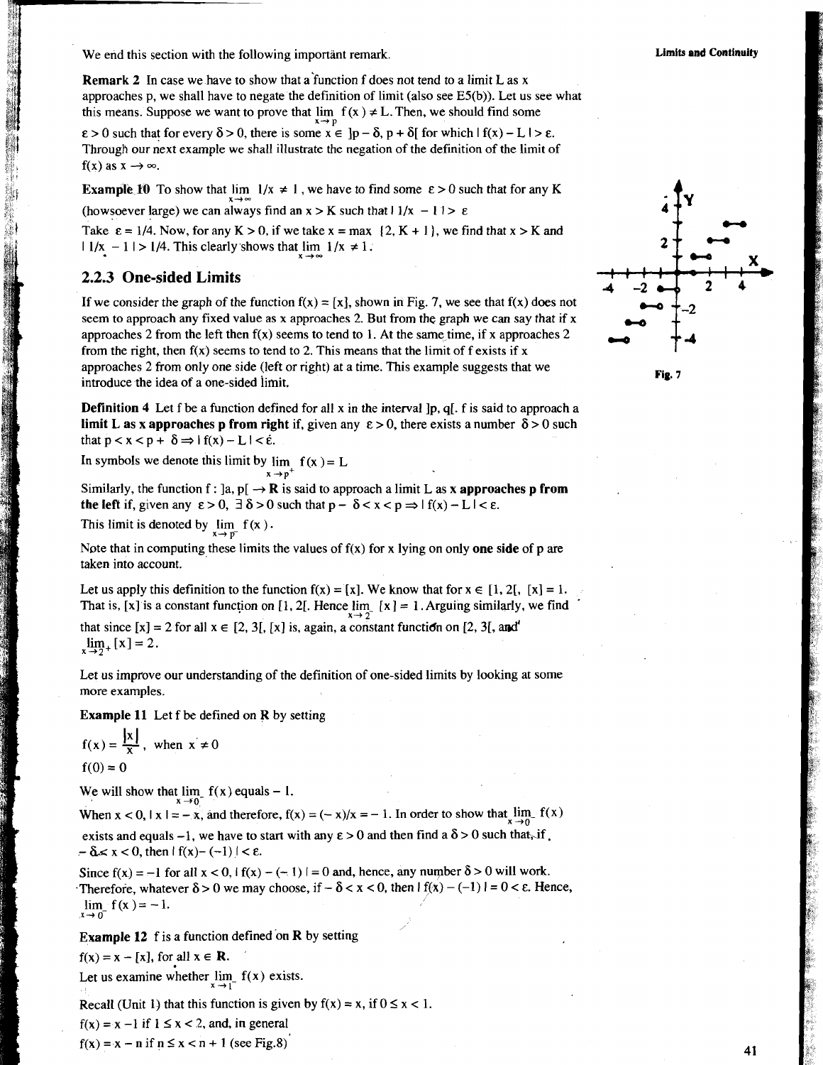We end this section with the following important remark.

**Remark 2** In case we have to show that a function f does not tend to a limit L as x approaches p, we shall have to negate the definition of limit (also see E5(b)). Let us see what this means. Suppose we want to prove that $\lim_{x \to p} f(x) \neq L$. Then, we should find some $\varepsilon > 0$ such that for every $\delta > 0$, there is some $x \in ]p - \delta, p + \delta[$ for which $|f(x) - L| > \varepsilon$. Through our next example we shall illustrate the negation of the definition of the limit of f(x) as $x \to \infty$.

**Example 10** To show that $\lim_{x \to \infty} 1/x \neq 1$, we have to find some $\varepsilon > 0$ such that for any K (howsoever large) we can always find an $x > K$ such that $|1/x - 1| > \varepsilon$

Take $\varepsilon = 1/4$. Now, for any $K > 0$, if we take $x = \max\{2, K + 1\}$, we find that $x > K$ and $|1/x - 1| > 1/4$. This clearly shows that $\lim_{x \to \infty} 1/x \neq 1$.

### 2.2.3 One-sided Limits

If we consider the graph of the function $f(x) = [x]$, shown in Fig. 7, we see that f(x) does not seem to approach any fixed value as x approaches 2. But from the graph we can say that if x approaches 2 from the left then f(x) seems to tend to 1. At the same time, if x approaches 2 from the right, then f(x) seems to tend to 2. This means that the limit of f exists if x approaches 2 from only one side (left or right) at a time. This example suggests that we introduce the idea of a one-sided limit.

Fig. 7

**Definition 4** Let f be a function defined for all x in the interval $]p, q[$. f is said to approach a **limit L as x approaches p from right** if, given any $\varepsilon > 0$, there exists a number $\delta > 0$ such that $p < x < p + \delta \Rightarrow |f(x) - L| < \varepsilon$.

In symbols we denote this limit by $\lim_{x \to p^+} f(x) = L$

Similarly, the function $f : ]a, p[ \to \mathbf{R}$ is said to approach a limit L as **x approaches p from the left** if, given any $\varepsilon > 0$, $\exists\, \delta > 0$ such that $p - \delta < x < p \Rightarrow |f(x) - L| < \varepsilon$.

This limit is denoted by $\lim_{x \to p^-} f(x)$.

Note that in computing these limits the values of f(x) for x lying on only **one side** of p are taken into account.

Let us apply this definition to the function $f(x) = [x]$. We know that for $x \in [1, 2[$, $[x] = 1$. That is, [x] is a constant function on $[1, 2[$. Hence $\lim_{x \to 2^-} [x] = 1$. Arguing similarly, we find that since $[x] = 2$ for all $x \in [2, 3[$, [x] is, again, a constant function on $[2, 3[$, and $\lim_{x \to 2^+} [x] = 2$.

Let us improve our understanding of the definition of one-sided limits by looking at some more examples.

**Example 11** Let f be defined on **R** by setting

$$f(x) = \frac{|x|}{x}, \text{ when } x \neq 0$$

$$f(0) = 0$$

We will show that $\lim_{x \to 0^-} f(x)$ equals $-1$.

When $x < 0$, $|x| = -x$, and therefore, $f(x) = (-x)/x = -1$. In order to show that $\lim_{x \to 0^-} f(x)$ exists and equals $-1$, we have to start with any $\varepsilon > 0$ and then find a $\delta > 0$ such that, if $-\delta < x < 0$, then $|f(x) - (-1)| < \varepsilon$.

Since $f(x) = -1$ for all $x < 0$, $|f(x) - (-1)| = 0$ and, hence, any number $\delta > 0$ will work. Therefore, whatever $\delta > 0$ we may choose, if $-\delta < x < 0$, then $|f(x) - (-1)| = 0 < \varepsilon$. Hence, $\lim_{x \to 0^-} f(x) = -1$.

**Example 12** f is a function defined on **R** by setting

$f(x) = x - [x]$, for all $x \in \mathbf{R}$.

Let us examine whether $\lim_{x \to 1^-} f(x)$ exists.

Recall (Unit 1) that this function is given by $f(x) = x$, if $0 \leq x < 1$.

$f(x) = x - 1$ if $1 \leq x < 2$, and, in general

$f(x) = x - n$ if $n \leq x < n + 1$ (see Fig.8)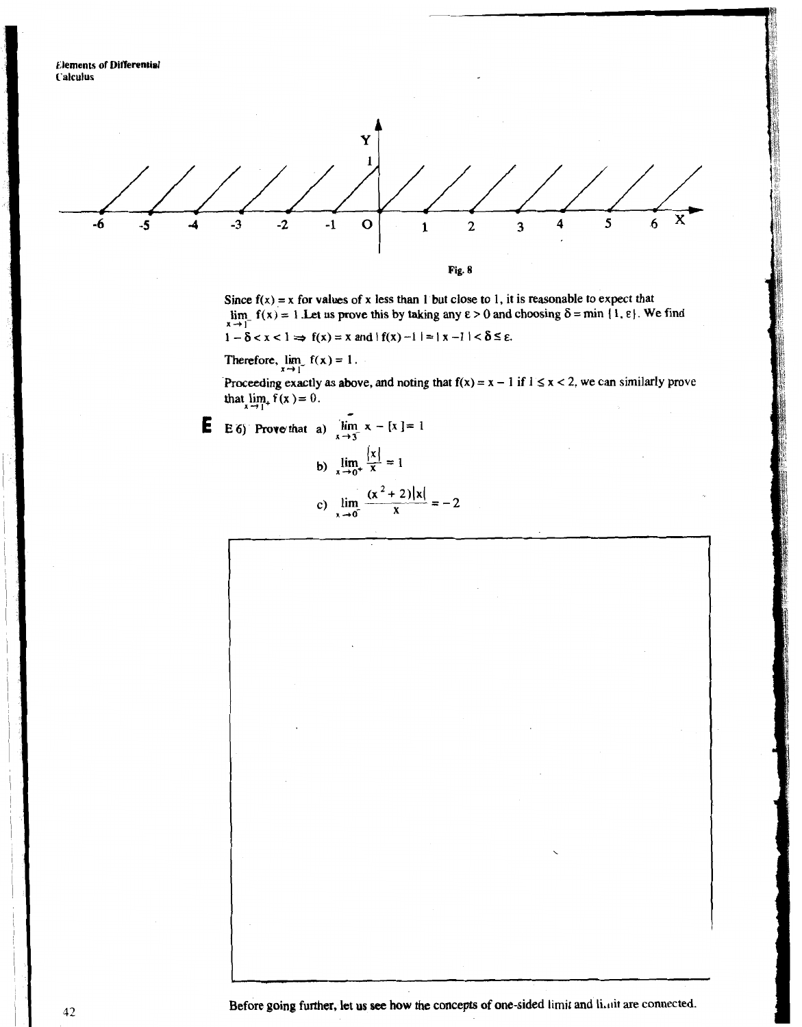Fig. 8

Since $f(x) = x$ for values of x less than 1 but close to 1, it is reasonable to expect that $\lim_{x \to 1^-} f(x) = 1$. Let us prove this by taking any $\varepsilon > 0$ and choosing $\delta = \min\{1, \varepsilon\}$. We find

$1 - \delta < x < 1 \Rightarrow f(x) = x$ and $|f(x) - 1| = |x - 1| < \delta \leq \varepsilon$.

Therefore, $\lim_{x \to 1^-} f(x) = 1$.

Proceeding exactly as above, and noting that $f(x) = x - 1$ if $1 \leq x < 2$, we can similarly prove that $\lim_{x \to 1^+} f(x) = 0$.

**E 6)** Prove that a) $\lim_{x \to 3^-} x - [x] = 1$

b) $\lim_{x \to 0^+} \frac{|x|}{x} = 1$

c) $\lim_{x \to 0^-} \frac{(x^2 + 2)|x|}{x} = -2$

Before going further, let us see how the concepts of one-sided limit and limit are connected.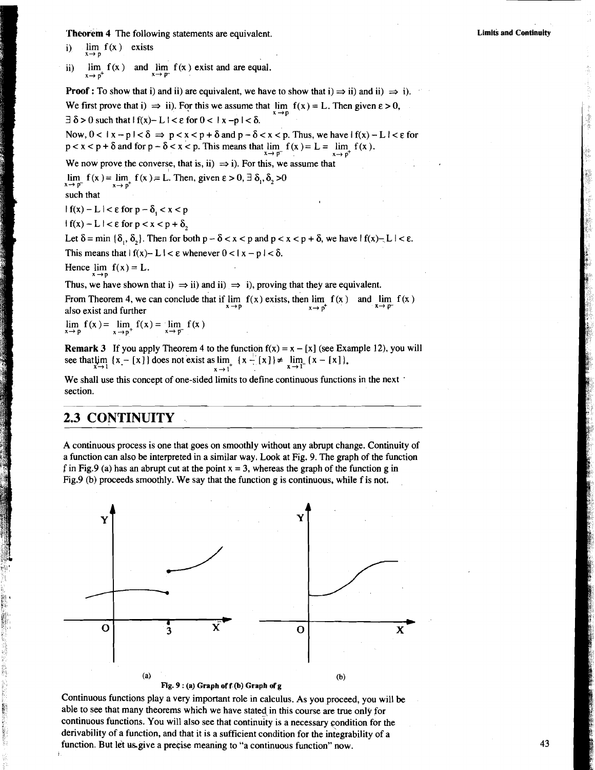**Theorem 4** The following statements are equivalent.

i) $\lim_{x \to p} f(x)$ exists

ii) $\lim_{x \to p^+} f(x)$ and $\lim_{x \to p^-} f(x)$ exist and are equal.

**Proof :** To show that i) and ii) are equivalent, we have to show that i) $\Rightarrow$ ii) and ii) $\Rightarrow$ i).

We first prove that i) $\Rightarrow$ ii). For this we assume that $\lim_{x \to p} f(x) = L$. Then given $\varepsilon > 0$, $\exists\ \delta > 0$ such that $| f(x) - L | < \varepsilon$ for $0 < | x - p | < \delta$.

Now, $0 < | x - p | < \delta \Rightarrow p < x < p + \delta$ and $p - \delta < x < p$. Thus, we have $| f(x) - L | < \varepsilon$ for $p < x < p + \delta$ and for $p - \delta < x < p$. This means that $\lim_{x \to p^-} f(x) = L = \lim_{x \to p^+} f(x)$.

We now prove the converse, that is, ii) $\Rightarrow$ i). For this, we assume that $\lim_{x \to p^-} f(x) = \lim_{x \to p^+} f(x) = L$. Then, given $\varepsilon > 0$, $\exists\ \delta_1, \delta_2 > 0$ such that

$| f(x) - L | < \varepsilon$ for $p - \delta_1 < x < p$

$| f(x) - L | < \varepsilon$ for $p < x < p + \delta_2$

Let $\delta = \min \{\delta_1, \delta_2\}$. Then for both $p - \delta < x < p$ and $p < x < p + \delta$, we have $| f(x) - L | < \varepsilon$.

This means that $| f(x) - L | < \varepsilon$ whenever $0 < | x - p | < \delta$.

Hence $\lim_{x \to p} f(x) = L$.

Thus, we have shown that i) $\Rightarrow$ ii) and ii) $\Rightarrow$ i), proving that they are equivalent.

From Theorem 4, we can conclude that if $\lim_{x \to p} f(x)$ exists, then $\lim_{x \to p^+} f(x)$ and $\lim_{x \to p^-} f(x)$ also exist and further

$$\lim_{x \to p} f(x) = \lim_{x \to p^+} f(x) = \lim_{x \to p^-} f(x)$$

**Remark 3** If you apply Theorem 4 to the function $f(x) = x - [x]$ (see Example 12), you will see that $\lim_{x \to 1} \{x - [x]\}$ does not exist as $\lim_{x \to 1^+} \{x - [x]\} \neq \lim_{x \to 1^-} \{x - [x]\}$.

We shall use this concept of one-sided limits to define continuous functions in the next section.

## 2.3 CONTINUITY

A continuous process is one that goes on smoothly without any abrupt change. Continuity of a function can also be interpreted in a similar way. Look at Fig. 9. The graph of the function f in Fig.9 (a) has an abrupt cut at the point x = 3, whereas the graph of the function g in Fig.9 (b) proceeds smoothly. We say that the function g is continuous, while f is not.

Fig. 9 : (a) Graph of f (b) Graph of g

Continuous functions play a very important role in calculus. As you proceed, you will be able to see that many theorems which we have stated in this course are true only for continuous functions. You will also see that continuity is a necessary condition for the derivability of a function, and that it is a sufficient condition for the integrability of a function. But let us give a precise meaning to "a continuous function" now.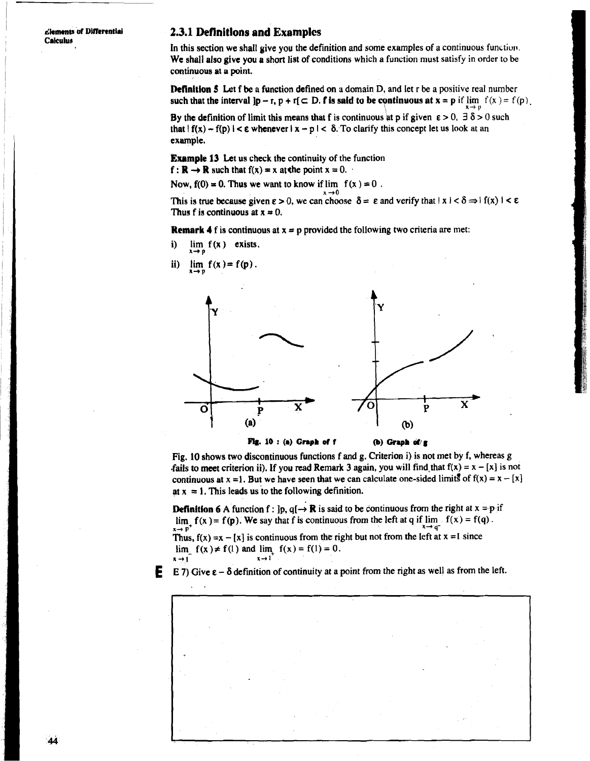### 2.3.1 Definitions and Examples

In this section we shall give you the definition and some examples of a continuous function. We shall also give you a short list of conditions which a function must satisfy in order to be continuous at a point.

**Definition 5** Let f be a function defined on a domain D, and let r be a positive real number such that the interval $]p - r, p + r[ \subset D$. **f is said to be continuous at x = p** if $\lim_{x \to p} f(x) = f(p)$.

By the definition of limit this means that f is continuous at p if given $\varepsilon > 0$, $\exists\, \delta > 0$ such that $|f(x) - f(p)| < \varepsilon$ whenever $|x - p| < \delta$. To clarify this concept let us look at an example.

**Example 13** Let us check the continuity of the function $f : \mathbf{R} \to \mathbf{R}$ such that $f(x) = x$ at the point $x = 0$.

Now, $f(0) = 0$. Thus we want to know if $\lim_{x \to 0} f(x) = 0$.

This is true because given $\varepsilon > 0$, we can choose $\delta = \varepsilon$ and verify that $|x| < \delta \Rightarrow |f(x)| < \varepsilon$. Thus f is continuous at $x = 0$.

**Remark 4** f is continuous at $x = p$ provided the following two criteria are met:

i) $\lim_{x \to p} f(x)$ exists.

ii) $\lim_{x \to p} f(x) = f(p)$.

Fig. 10 : (a) Graph of f (b) Graph of g

Fig. 10 shows two discontinuous functions f and g. Criterion i) is not met by f, whereas g fails to meet criterion ii). If you read Remark 3 again, you will find that $f(x) = x - [x]$ is not continuous at $x = 1$. But we have seen that we can calculate one-sided limits of $f(x) = x - [x]$ at $x = 1$. This leads us to the following definition.

**Definition 6** A function $f : ]p, q[ \to \mathbf{R}$ is said to be continuous from the right at $x = p$ if $\lim_{x \to p^+} f(x) = f(p)$. We say that f is continuous from the left at q if $\lim_{x \to q^-} f(x) = f(q)$.

Thus, $f(x) = x - [x]$ is continuous from the right but not from the left at $x = 1$ since $\lim_{x \to 1^-} f(x) \neq f(1)$ and $\lim_{x \to 1^+} f(x) = f(1) = 0$.

**E** E 7) Give $\varepsilon - \delta$ definition of continuity at a point from the right as well as from the left.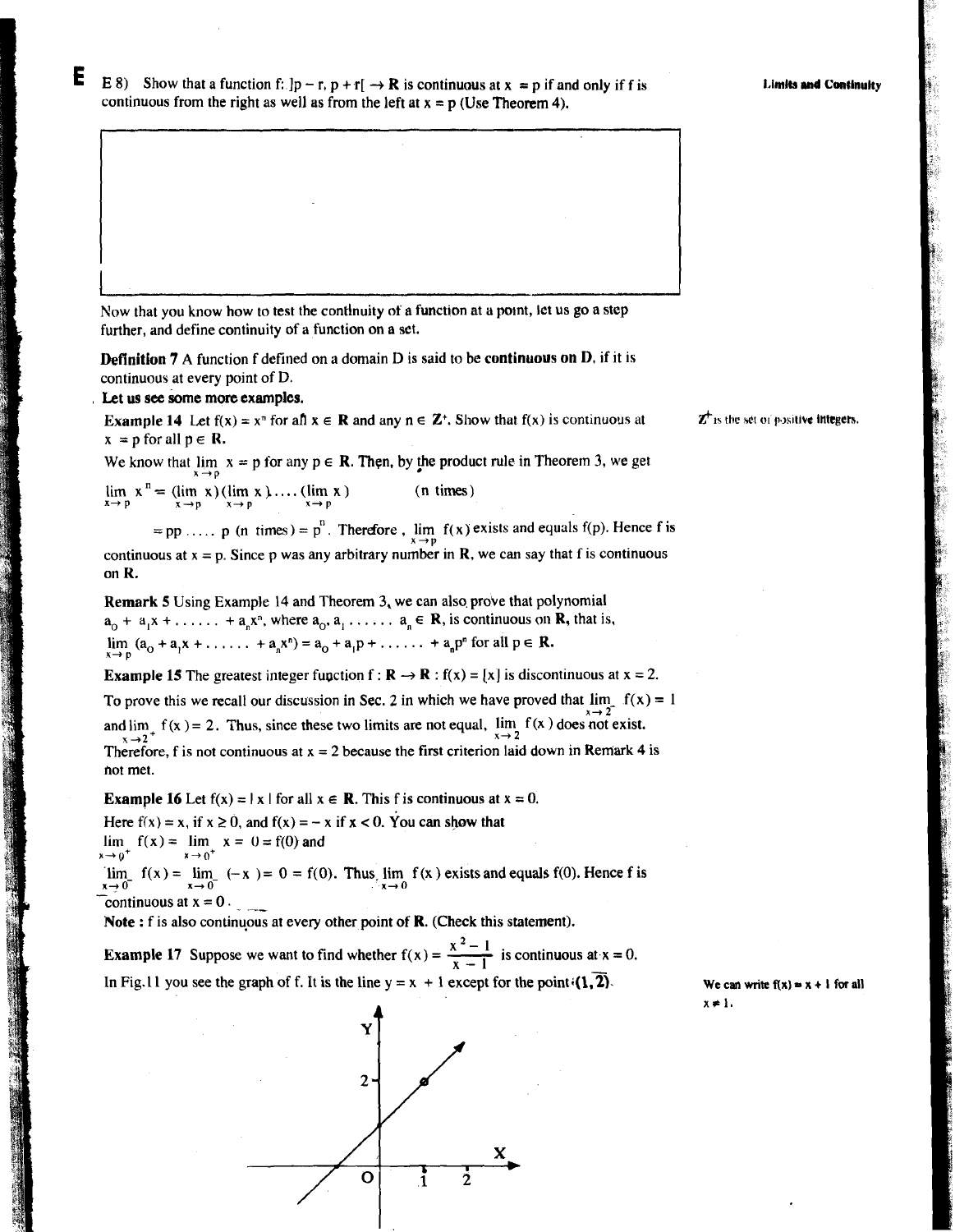E 8) Show that a function $f: ]p - r, p + r[ \rightarrow \mathbf{R}$ is continuous at $x = p$ if and only if f is continuous from the right as well as from the left at $x = p$ (Use Theorem 4).

Now that you know how to test the continuity of a function at a point, let us go a step further, and define continuity of a function on a set.

**Definition 7** A function f defined on a domain D is said to be **continuous on D**, if it is continuous at every point of D.

**Let us see some more examples.**

**Example 14** Let $f(x) = x^n$ for all $x \in \mathbf{R}$ and any $n \in \mathbf{Z}^+$. Show that f(x) is continuous at $x = p$ for all $p \in \mathbf{R}$.

$\mathbf{Z}^+$ is the set of positive integers.

We know that $\lim_{x \to p} x = p$ for any $p \in \mathbf{R}$. Then, by the product rule in Theorem 3, we get

$$\lim_{x \to p} x^n = (\lim_{x \to p} x)(\lim_{x \to p} x) \ldots (\lim_{x \to p} x) \qquad (n \text{ times})$$

$= pp \ldots p$ (n times) $= p^n$. Therefore, $\lim_{x \to p} f(x)$ exists and equals f(p). Hence f is continuous at $x = p$. Since p was any arbitrary number in **R**, we can say that f is continuous on **R**.

**Remark 5** Using Example 14 and Theorem 3, we can also prove that polynomial $a_0 + a_1x + \ldots + a_nx^n$, where $a_0, a_1, \ldots, a_n \in \mathbf{R}$, is continuous on **R**, that is,

$\lim_{x \to p} (a_0 + a_1x + \ldots + a_nx^n) = a_0 + a_1p + \ldots + a_np^n$ for all $p \in \mathbf{R}$.

**Example 15** The greatest integer function $f : \mathbf{R} \rightarrow \mathbf{R} : f(x) = [x]$ is discontinuous at $x = 2$.

To prove this we recall our discussion in Sec. 2 in which we have proved that $\lim_{x \to 2^-} f(x) = 1$ and $\lim_{x \to 2^+} f(x) = 2$. Thus, since these two limits are not equal, $\lim_{x \to 2} f(x)$ does not exist. Therefore, f is not continuous at $x = 2$ because the first criterion laid down in Remark 4 is not met.

**Example 16** Let $f(x) = |x|$ for all $x \in \mathbf{R}$. This f is continuous at $x = 0$.

Here $f(x) = x$, if $x \geq 0$, and $f(x) = -x$ if $x < 0$. You can show that

$\lim_{x \to 0^+} f(x) = \lim_{x \to 0^+} x = 0 = f(0)$ and

$\lim_{x \to 0^-} f(x) = \lim_{x \to 0^-} (-x) = 0 = f(0)$. Thus, $\lim_{x \to 0} f(x)$ exists and equals f(0). Hence f is continuous at $x = 0$.

**Note :** f is also continuous at every other point of **R**. (Check this statement).

**Example 17** Suppose we want to find whether $f(x) = \frac{x^2 - 1}{x - 1}$ is continuous at $x = 0$.

In Fig.11 you see the graph of f. It is the line $y = x + 1$ except for the point (1, 2).

We can write $f(x) = x + 1$ for all $x \neq 1$.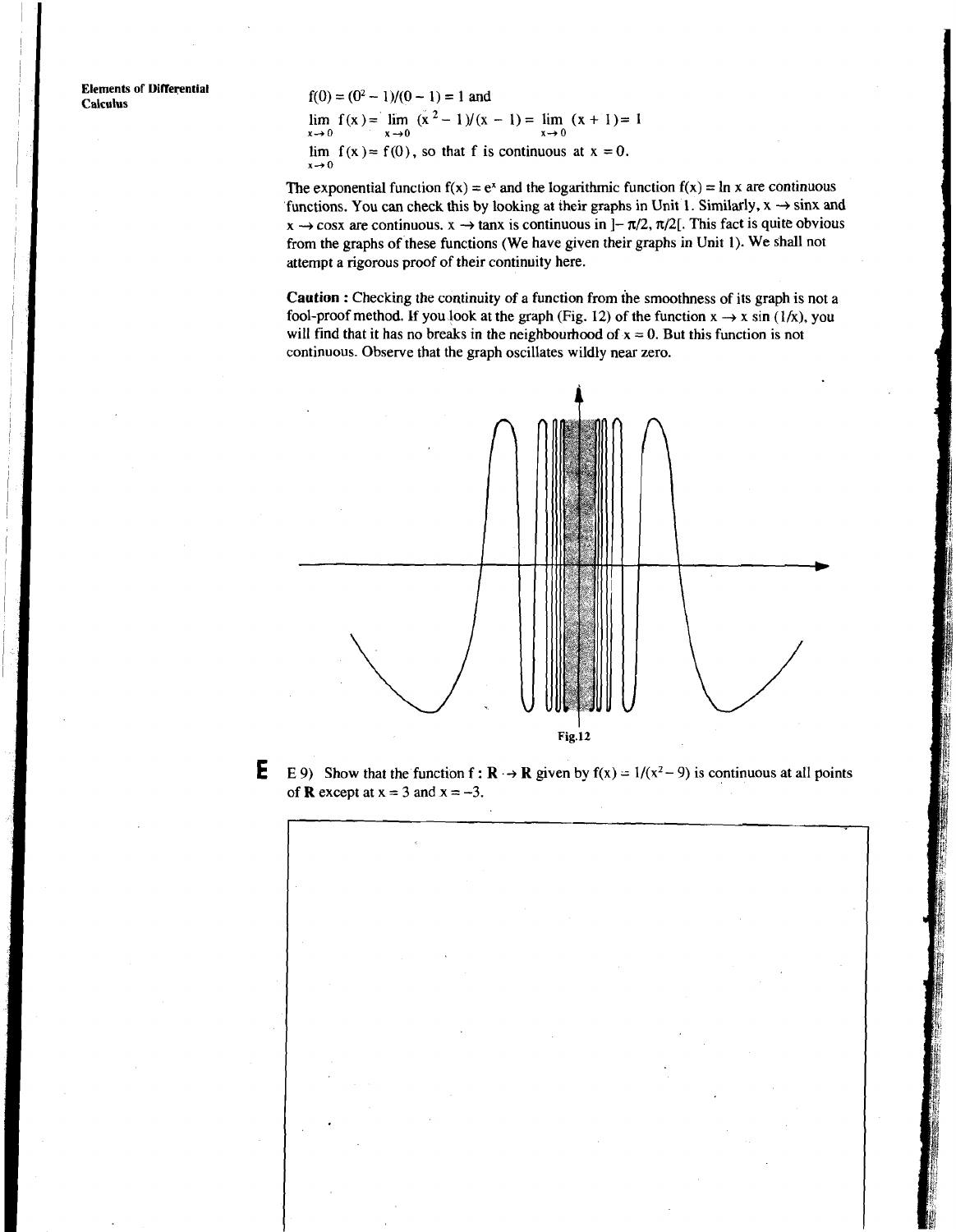$f(0) = (0^2 - 1)/(0 - 1) = 1$ and

$$\lim_{x \to 0} f(x) = \lim_{x \to 0} (x^2 - 1)/(x - 1) = \lim_{x \to 0} (x + 1) = 1$$

$\lim_{x \to 0} f(x) = f(0)$, so that f is continuous at $x = 0$.

The exponential function $f(x) = e^x$ and the logarithmic function $f(x) = \ln x$ are continuous functions. You can check this by looking at their graphs in Unit 1. Similarly, $x \to \sin x$ and $x \to \cos x$ are continuous. $x \to \tan x$ is continuous in $]-\pi/2, \pi/2[$. This fact is quite obvious from the graphs of these functions (We have given their graphs in Unit 1). We shall not attempt a rigorous proof of their continuity here.

**Caution :** Checking the continuity of a function from the smoothness of its graph is not a fool-proof method. If you look at the graph (Fig. 12) of the function $x \to x \sin(1/x)$, you will find that it has no breaks in the neighbourhood of $x = 0$. But this function is not continuous. Observe that the graph oscillates wildly near zero.

Fig.12

**E** E 9) Show that the function $f : \mathbf{R} \to \mathbf{R}$ given by $f(x) = 1/(x^2 - 9)$ is continuous at all points of $\mathbf{R}$ except at $x = 3$ and $x = -3$.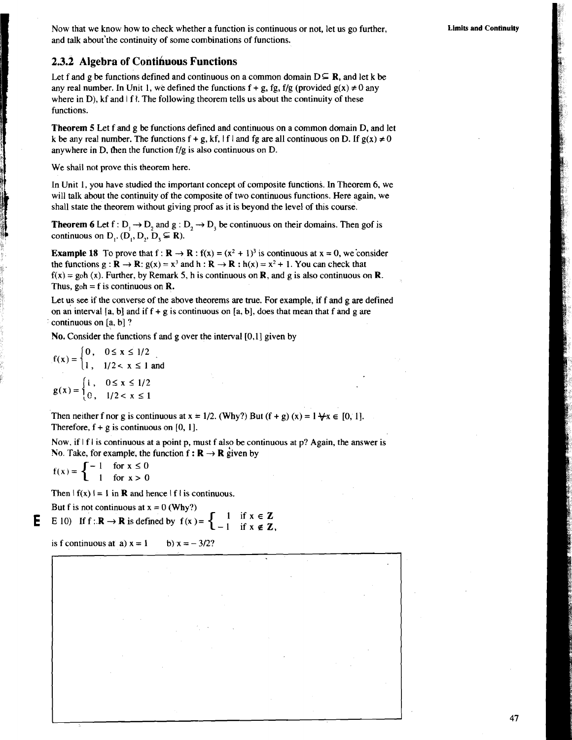Now that we know how to check whether a function is continuous or not, let us go further, and talk about the continuity of some combinations of functions.

### 2.3.2 Algebra of Continuous Functions

Let f and g be functions defined and continuous on a common domain $D \subseteq \mathbf{R}$, and let k be any real number. In Unit 1, we defined the functions f + g, fg, f/g (provided $g(x) \neq 0$ any where in D), kf and | f |. The following theorem tells us about the continuity of these functions.

**Theorem 5** Let f and g be functions defined and continuous on a common domain D, and let k be any real number. The functions f + g, kf, | f | and fg are all continuous on D. If $g(x) \neq 0$ anywhere in D, then the function f/g is also continuous on D.

We shall not prove this theorem here.

In Unit 1, you have studied the important concept of composite functions. In Theorem 6, we will talk about the continuity of the composite of two continuous functions. Here again, we shall state the theorem without giving proof as it is beyond the level of this course.

**Theorem 6** Let $f : D_1 \to D_2$ and $g : D_2 \to D_3$ be continuous on their domains. Then gof is continuous on $D_1$. ($D_1, D_2, D_3 \subseteq \mathbf{R}$).

**Example 18** To prove that $f : \mathbf{R} \to \mathbf{R} : f(x) = (x^2 + 1)^3$ is continuous at x = 0, we consider the functions $g : \mathbf{R} \to \mathbf{R}: g(x) = x^3$ and $h : \mathbf{R} \to \mathbf{R} : h(x) = x^2 + 1$. You can check that $f(x) = g{\circ}h\,(x)$. Further, by Remark 5, h is continuous on **R**, and g is also continuous on **R**. Thus, $g{\circ}h = f$ is continuous on **R**.

Let us see if the converse of the above theorems are true. For example, if f and g are defined on an interval [a, b] and if f + g is continuous on [a, b], does that mean that f and g are continuous on [a, b] ?

**No.** Consider the functions f and g over the interval [0,1] given by

$$f(x) = \begin{cases} 0, & 0 \leq x \leq 1/2 \\ 1, & 1/2 < x \leq 1 \end{cases} \text{ and}$$

$$g(x) = \begin{cases} 1, & 0 \leq x \leq 1/2 \\ 0, & 1/2 < x \leq 1 \end{cases}$$

Then neither f nor g is continuous at x = 1/2. (Why?) But $(f + g)(x) = 1 \; \forall x \in [0, 1]$. Therefore, f + g is continuous on [0, 1].

Now, if | f | is continuous at a point p, must f also be continuous at p? Again, the answer is No. Take, for example, the function $f : \mathbf{R} \to \mathbf{R}$ given by

$$f(x) = \begin{cases} -1 & \text{for } x \leq 0 \\ 1 & \text{for } x > 0 \end{cases}$$

Then $|f(x)| = 1$ in **R** and hence | f | is continuous.

But f is not continuous at x = 0 (Why?)

**E** E 10) If $f : \mathbf{R} \to \mathbf{R}$ is defined by $f(x) = \begin{cases} 1 & \text{if } x \in \mathbf{Z} \\ -1 & \text{if } x \notin \mathbf{Z}, \end{cases}$

is f continuous at a) x = 1  b) x = – 3/2?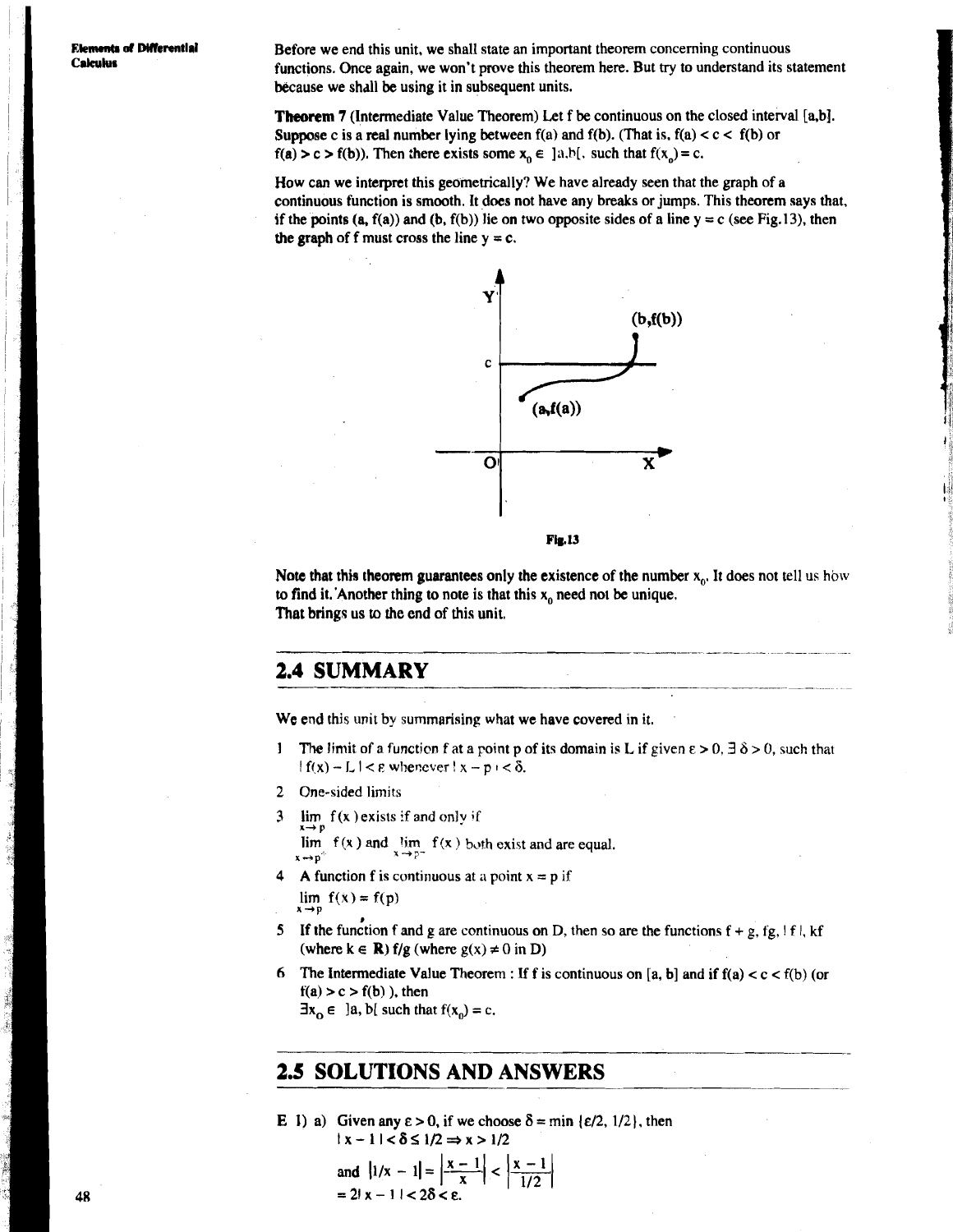Before we end this unit, we shall state an important theorem concerning continuous functions. Once again, we won't prove this theorem here. But try to understand its statement because we shall be using it in subsequent units.

**Theorem 7** (Intermediate Value Theorem) Let f be continuous on the closed interval [a,b]. Suppose c is a real number lying between f(a) and f(b). (That is, $f(a) < c < f(b)$ or $f(a) > c > f(b)$). Then there exists some $x_0 \in ]a,b[$, such that $f(x_0) = c$.

How can we interpret this geometrically? We have already seen that the graph of a continuous function is smooth. It does not have any breaks or jumps. This theorem says that, if the points (a, f(a)) and (b, f(b)) lie on two opposite sides of a line y = c (see Fig.13), then the graph of f must cross the line y = c.

Fig.13

Note that this theorem guarantees only the existence of the number $x_0$. It does not tell us how to find it. Another thing to note is that this $x_0$ need not be unique.
That brings us to the end of this unit.

## 2.4 SUMMARY

We end this unit by summarising what we have covered in it.

1. The limit of a function f at a point p of its domain is L if given $\varepsilon > 0$, $\exists\ \delta > 0$, such that $|f(x) - L| < \varepsilon$ whenever $|x - p| < \delta$.
2. One-sided limits
3. $\lim_{x \to p} f(x)$ exists if and only if $\lim_{x \to p^+} f(x)$ and $\lim_{x \to p^-} f(x)$ both exist and are equal.
4. A function f is continuous at a point x = p if $\lim_{x \to p} f(x) = f(p)$
5. If the function f and g are continuous on D, then so are the functions f + g, fg, |f|, kf (where $k \in \mathbf{R}$) f/g (where $g(x) \neq 0$ in D)
6. The Intermediate Value Theorem : If f is continuous on [a, b] and if $f(a) < c < f(b)$ (or $f(a) > c > f(b)$ ), then $\exists x_0 \in ]a, b[$ such that $f(x_0) = c$.

## 2.5 SOLUTIONS AND ANSWERS

E 1) a) Given any $\varepsilon > 0$, if we choose $\delta = \min\{\varepsilon/2, 1/2\}$, then
$|x - 1| < \delta \leq 1/2 \Rightarrow x > 1/2$

and $\left|1/x - 1\right| = \left|\frac{x-1}{x}\right| < \left|\frac{x-1}{1/2}\right|$
$= 2|x - 1| < 2\delta < \varepsilon$.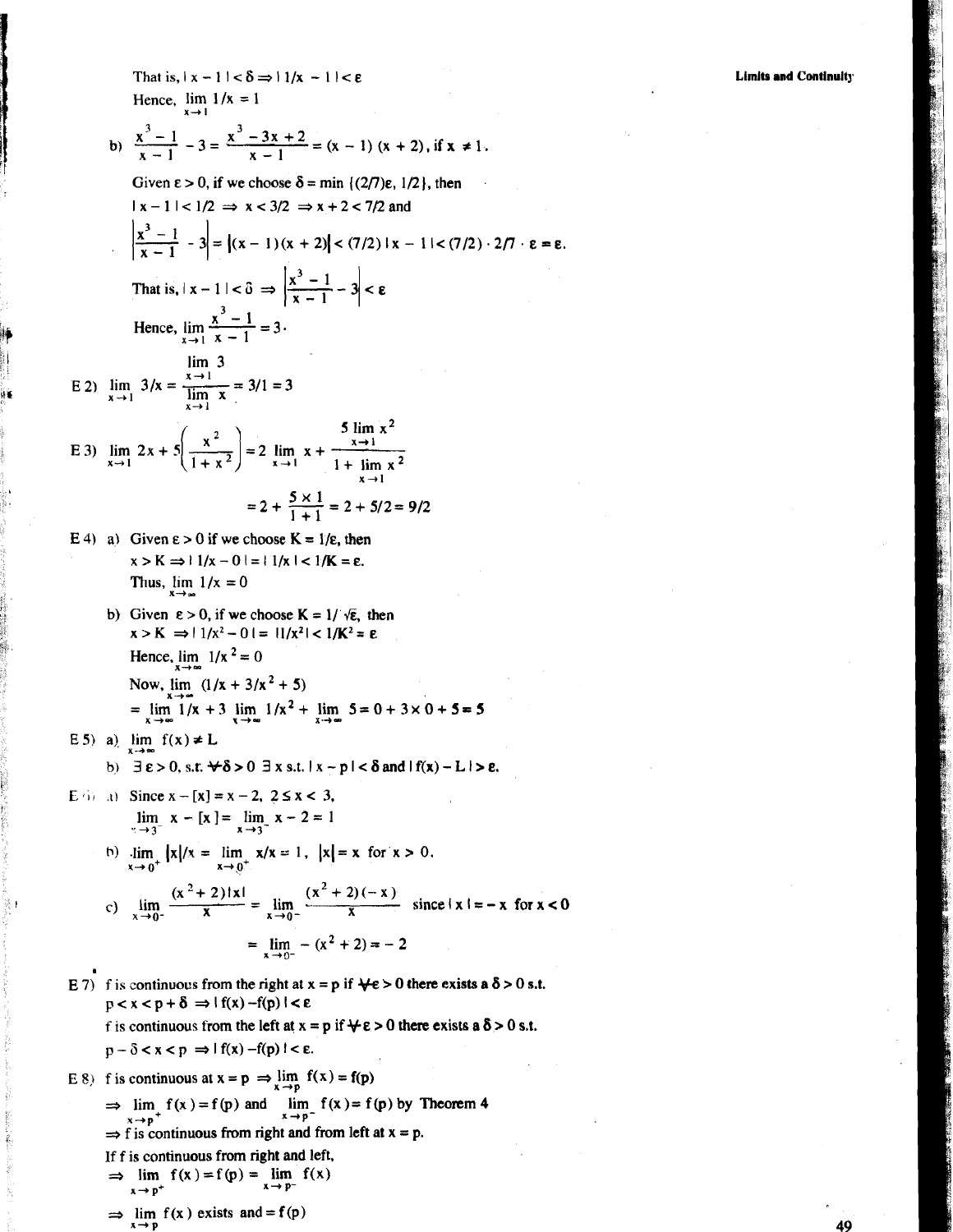That is, $|x - 1| < \delta \Rightarrow |1/x - 1| < \varepsilon$

Hence, $\lim_{x \to 1} 1/x = 1$

b) $\dfrac{x^3 - 1}{x - 1} - 3 = \dfrac{x^3 - 3x + 2}{x - 1} = (x - 1)(x + 2)$, if $x \neq 1$.

Given $\varepsilon > 0$, if we choose $\delta = \min\{(2/7)\varepsilon, 1/2\}$, then

$|x - 1| < 1/2 \Rightarrow x < 3/2 \Rightarrow x + 2 < 7/2$ and

$$\left|\frac{x^3 - 1}{x - 1} - 3\right| = |(x - 1)(x + 2)| < (7/2)|x - 1| < (7/2) \cdot 2/7 \cdot \varepsilon = \varepsilon.$$

That is, $|x - 1| < \delta \Rightarrow \left|\dfrac{x^3 - 1}{x - 1} - 3\right| < \varepsilon$

Hence, $\lim_{x \to 1} \dfrac{x^3 - 1}{x - 1} = 3$.

E 2) $\lim_{x \to 1} 3/x = \dfrac{\lim_{x \to 1} 3}{\lim_{x \to 1} x} = 3/1 = 3$

E 3) $\lim_{x \to 1} 2x + 5\left(\dfrac{x^2}{1 + x^2}\right) = 2 \lim_{x \to 1} x + \dfrac{5 \lim_{x \to 1} x^2}{1 + \lim_{x \to 1} x^2}$

$$= 2 + \frac{5 \times 1}{1 + 1} = 2 + 5/2 = 9/2$$

E 4) a) Given $\varepsilon > 0$ if we choose $K = 1/\varepsilon$, then

$x > K \Rightarrow |1/x - 0| = |1/x| < 1/K = \varepsilon$.

Thus, $\lim_{x \to \infty} 1/x = 0$

b) Given $\varepsilon > 0$, if we choose $K = 1/\sqrt{\varepsilon}$, then

$x > K \Rightarrow |1/x^2 - 0| = |1/x^2| < 1/K^2 = \varepsilon$

Hence, $\lim_{x \to \infty} 1/x^2 = 0$

Now, $\lim_{x \to \infty} (1/x + 3/x^2 + 5)$

$= \lim_{x \to \infty} 1/x + 3 \lim_{x \to \infty} 1/x^2 + \lim_{x \to \infty} 5 = 0 + 3 \times 0 + 5 = 5$

E 5) a) $\lim_{x \to \infty} f(x) \neq L$

b) $\exists\, \varepsilon > 0$, s.t. $\forall \delta > 0\ \exists\, x$ s.t. $|x - p| < \delta$ and $|f(x) - L| > \varepsilon$.

E 6) a) Since $x - [x] = x - 2$, $2 \leq x < 3$,

$\lim_{x \to 3^-} x - [x] = \lim_{x \to 3^-} x - 2 = 1$

b) $\lim_{x \to 0^+} |x|/x = \lim_{x \to 0^+} x/x = 1$, $|x| = x$ for $x > 0$.

c) $\lim_{x \to 0^-} \dfrac{(x^2 + 2)|x|}{x} = \lim_{x \to 0^-} \dfrac{(x^2 + 2)(-x)}{x}$ since $|x| = -x$ for $x < 0$

$$= \lim_{x \to 0^-} -(x^2 + 2) = -2$$

E 7) f is continuous from the right at $x = p$ if $\forall \varepsilon > 0$ there exists a $\delta > 0$ s.t.

$p < x < p + \delta \Rightarrow |f(x) - f(p)| < \varepsilon$

f is continuous from the left at $x = p$ if $\forall \varepsilon > 0$ there exists a $\delta > 0$ s.t.

$p - \delta < x < p \Rightarrow |f(x) - f(p)| < \varepsilon$.

E 8) f is continuous at $x = p \Rightarrow \lim_{x \to p} f(x) = f(p)$

$\Rightarrow \lim_{x \to p^+} f(x) = f(p)$ and $\lim_{x \to p^-} f(x) = f(p)$ by Theorem 4

$\Rightarrow$ f is continuous from right and from left at $x = p$.

If f is continuous from right and left,

$\Rightarrow \lim_{x \to p^+} f(x) = f(p) = \lim_{x \to p^-} f(x)$

$\Rightarrow \lim_{x \to p} f(x)$ exists and $= f(p)$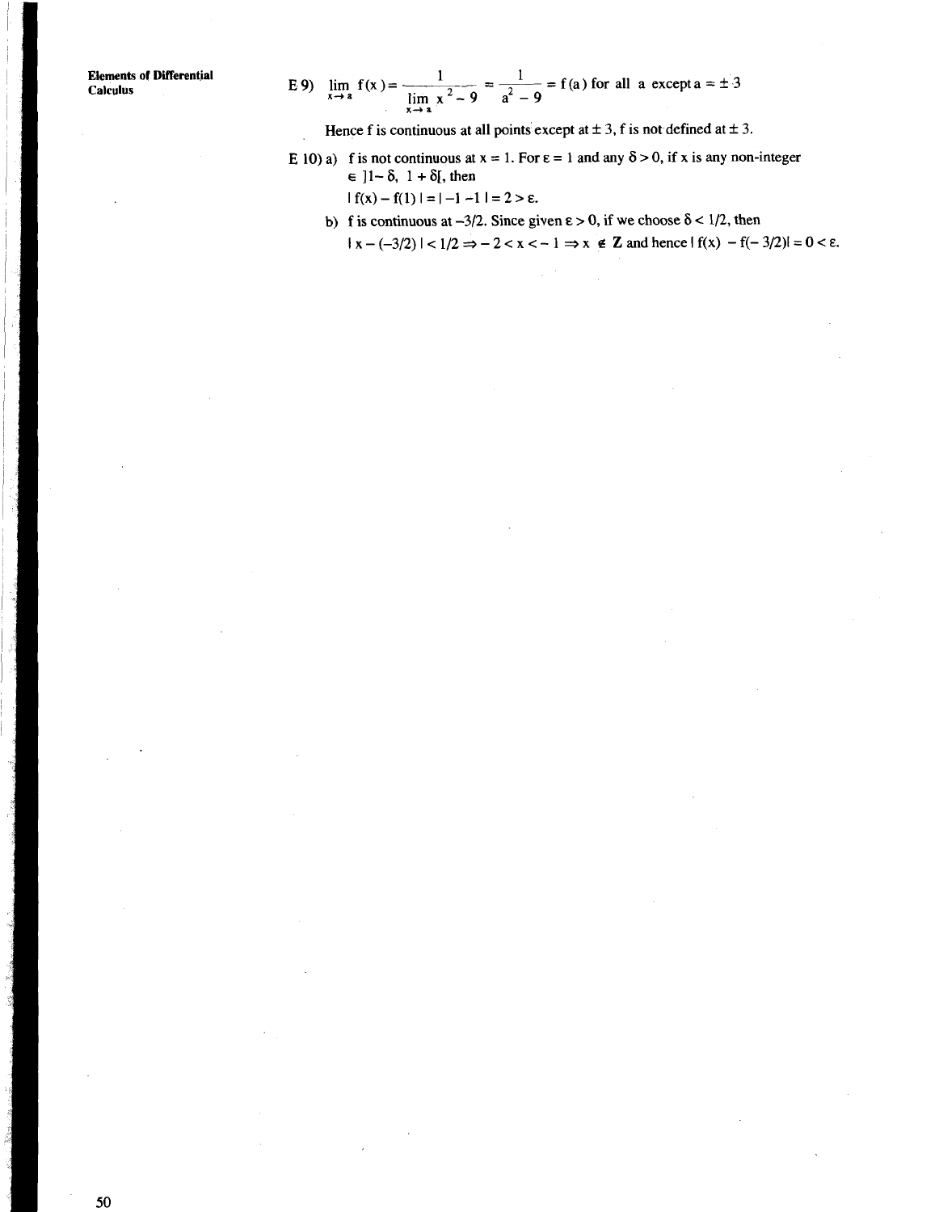E 9) $\lim_{x \to a} f(x) = \frac{1}{\lim_{x \to a} x^2 - 9} = \frac{1}{a^2 - 9} = f(a)$ for all a except $a = \pm 3$

Hence f is continuous at all points except at $\pm 3$, f is not defined at $\pm 3$.

E 10) a) f is not continuous at x = 1. For $\varepsilon = 1$ and any $\delta > 0$, if x is any non-integer $\in ]1 - \delta, 1 + \delta[$, then

$|f(x) - f(1)| = |-1 - 1| = 2 > \varepsilon$.

b) f is continuous at $-3/2$. Since given $\varepsilon > 0$, if we choose $\delta < 1/2$, then

$|x - (-3/2)| < 1/2 \Rightarrow -2 < x < -1 \Rightarrow x \notin \mathbf{Z}$ and hence $|f(x) - f(-3/2)| = 0 < \varepsilon$.